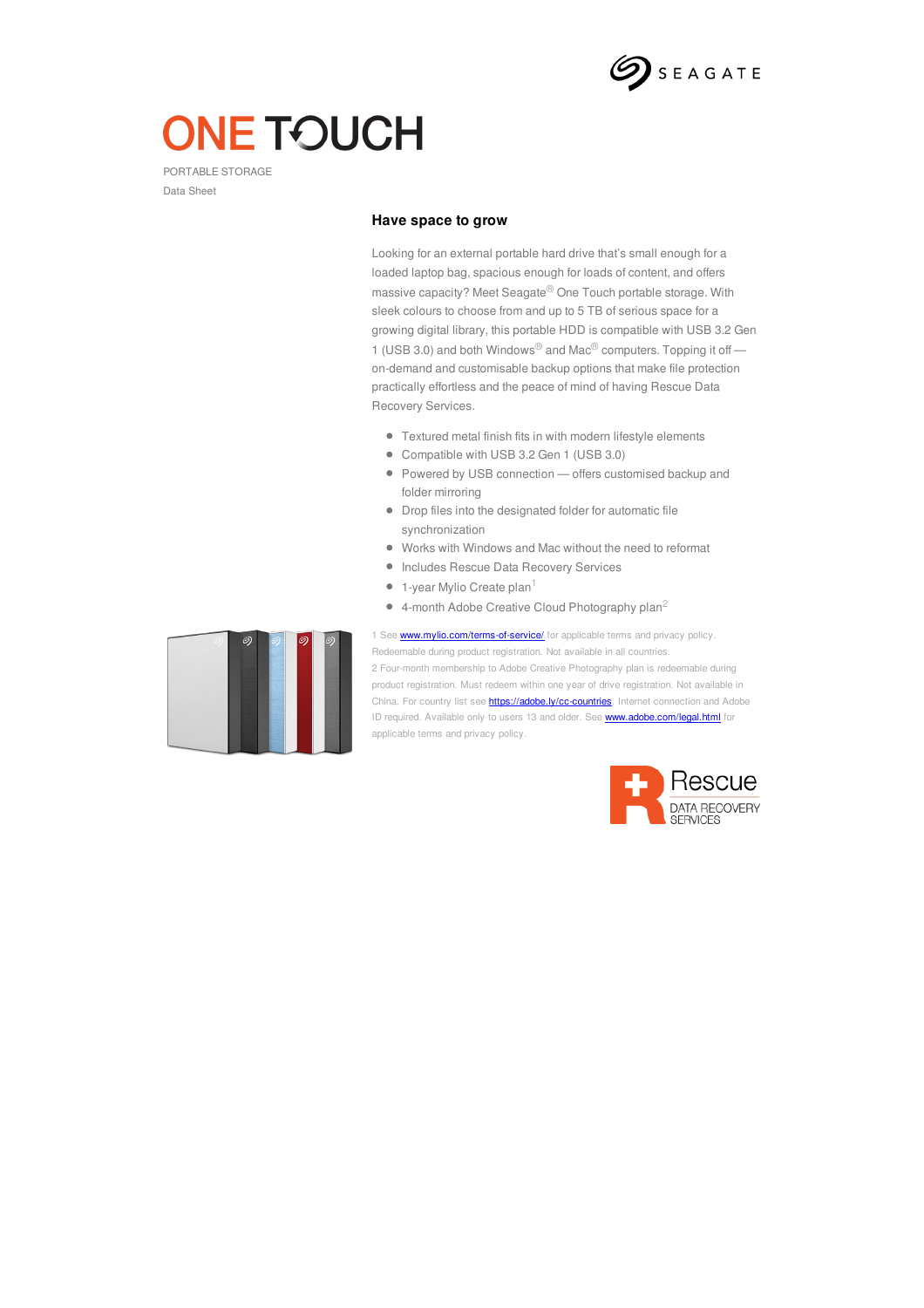# ONE TOUCH

PORTABLE STORAGE

Data Sheet

## Have space to grow

Looking for an external portable hard drive that's small enough for a loaded laptop bag, spacious enough for loads of content, and offers massive capacity? Meet Seagate® One Touch portable storage. With sleek colours to choose from and up to 5 TB of serious space for a growing digital library, this portable HDD is compatible with USB 3.2 Gen 1 (USB 3.0) and both Windows® and Mac® computers. Topping it off — on-demand and customisable backup options that make file protection practically effortless and the peace of mind of having Rescue Data Recovery Services.

- Textured metal finish fits in with modern lifestyle elements
- Compatible with USB 3.2 Gen 1 (USB 3.0)
- Powered by USB connection — offers customised backup and folder mirroring
- Drop files into the designated folder for automatic file synchronization
- Works with Windows and Mac without the need to reformat
- Includes Rescue Data Recovery Services
- 1-year Mylio Create plan[1]
- 4-month Adobe Creative Cloud Photography plan[2]

1 See www.mylio.com/terms-of-service/ for applicable terms and privacy policy. Redeemable during product registration. Not available in all countries.

2 Four-month membership to Adobe Creative Photography plan is redeemable during product registration. Must redeem within one year of drive registration. Not available in China. For country list see https://adobe.ly/cc-countries. Internet connection and Adobe ID required. Available only to users 13 and older. See www.adobe.com/legal.html for applicable terms and privacy policy.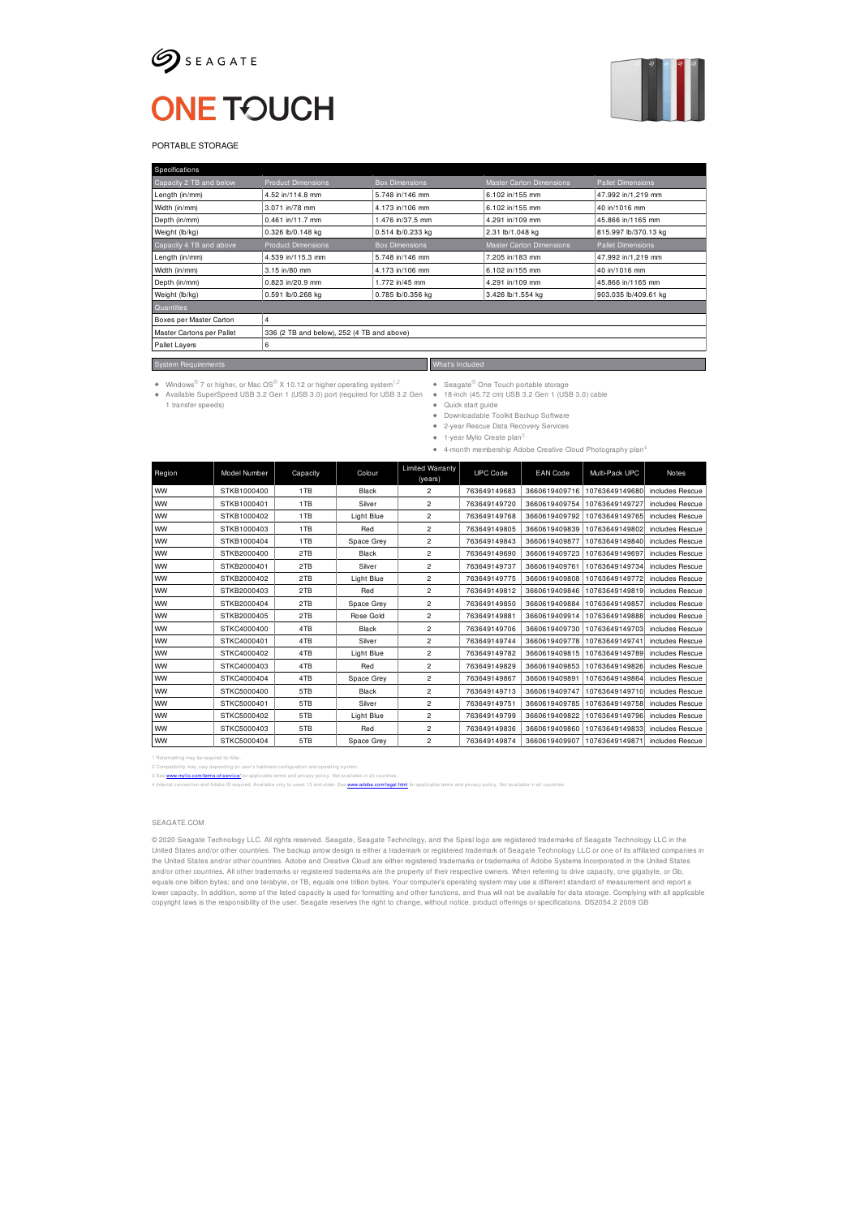SEAGATE

# ONE TOUCH

PORTABLE STORAGE

| Specifications | | | | |
|---|---|---|---|---|
| Capacity 2 TB and below | Product Dimensions | Box Dimensions | Master Carton Dimensions | Pallet Dimensions |
| Length (in/mm) | 4.52 in/114.8 mm | 5.748 in/146 mm | 6.102 in/155 mm | 47.992 in/1,219 mm |
| Width (in/mm) | 3.071 in/78 mm | 4.173 in/106 mm | 6.102 in/155 mm | 40 in/1016 mm |
| Depth (in/mm) | 0.461 in/11.7 mm | 1.476 in/37.5 mm | 4.291 in/109 mm | 45.866 in/1165 mm |
| Weight (lb/kg) | 0.326 lb/0.148 kg | 0.514 lb/0.233 kg | 2.31 lb/1.048 kg | 815.997 lb/370.13 kg |
| Capacity 4 TB and above | Product Dimensions | Box Dimensions | Master Carton Dimensions | Pallet Dimensions |
| Length (in/mm) | 4.539 in/115.3 mm | 5.748 in/146 mm | 7.205 in/183 mm | 47.992 in/1,219 mm |
| Width (in/mm) | 3.15 in/80 mm | 4.173 in/106 mm | 6.102 in/155 mm | 40 in/1016 mm |
| Depth (in/mm) | 0.823 in/20.9 mm | 1.772 in/45 mm | 4.291 in/109 mm | 45.866 in/1165 mm |
| Weight (lb/kg) | 0.591 lb/0.268 kg | 0.785 lb/0.356 kg | 3.426 lb/1.554 kg | 903.035 lb/409.61 kg |
| Quantities | | | | |
| Boxes per Master Carton | 4 | | | |
| Master Cartons per Pallet | 336 (2 TB and below), 252 (4 TB and above) | | | |
| Pallet Layers | 6 | | | |

## System Requirements

- Windows® 7 or higher, or Mac OS® X 10.12 or higher operating system[1,2]
- Available SuperSpeed USB 3.2 Gen 1 (USB 3.0) port (required for USB 3.2 Gen 1 transfer speeds)

## What's Included

- Seagate® One Touch portable storage
- 18-inch (45.72 cm) USB 3.2 Gen 1 (USB 3.0) cable
- Quick start guide
- Downloadable Toolkit Backup Software
- 2-year Rescue Data Recovery Services
- 1-year Mylio Create plan[3]
- 4-month membership Adobe Creative Cloud Photography plan[4]

| Region | Model Number | Capacity | Colour | Limited Warranty (years) | UPC Code | EAN Code | Multi-Pack UPC | Notes |
|---|---|---|---|---|---|---|---|---|
| WW | STKB1000400 | 1TB | Black | 2 | 763649149683 | 3660619409716 | 10763649149680 | includes Rescue |
| WW | STKB1000401 | 1TB | Silver | 2 | 763649149720 | 3660619409754 | 10763649149727 | includes Rescue |
| WW | STKB1000402 | 1TB | Light Blue | 2 | 763649149768 | 3660619409792 | 10763649149765 | includes Rescue |
| WW | STKB1000403 | 1TB | Red | 2 | 763649149805 | 3660619409839 | 10763649149802 | includes Rescue |
| WW | STKB1000404 | 1TB | Space Grey | 2 | 763649149843 | 3660619409877 | 10763649149840 | includes Rescue |
| WW | STKB2000400 | 2TB | Black | 2 | 763649149690 | 3660619409723 | 10763649149697 | includes Rescue |
| WW | STKB2000401 | 2TB | Silver | 2 | 763649149737 | 3660619409761 | 10763649149734 | includes Rescue |
| WW | STKB2000402 | 2TB | Light Blue | 2 | 763649149775 | 3660619409808 | 10763649149772 | includes Rescue |
| WW | STKB2000403 | 2TB | Red | 2 | 763649149812 | 3660619409846 | 10763649149819 | includes Rescue |
| WW | STKB2000404 | 2TB | Space Grey | 2 | 763649149850 | 3660619409884 | 10763649149857 | includes Rescue |
| WW | STKB2000405 | 2TB | Rose Gold | 2 | 763649149881 | 3660619409914 | 10763649149888 | includes Rescue |
| WW | STKC4000400 | 4TB | Black | 2 | 763649149706 | 3660619409730 | 10763649149703 | includes Rescue |
| WW | STKC4000401 | 4TB | Silver | 2 | 763649149744 | 3660619409778 | 10763649149741 | includes Rescue |
| WW | STKC4000402 | 4TB | Light Blue | 2 | 763649149782 | 3660619409815 | 10763649149789 | includes Rescue |
| WW | STKC4000403 | 4TB | Red | 2 | 763649149829 | 3660619409853 | 10763649149826 | includes Rescue |
| WW | STKC4000404 | 4TB | Space Grey | 2 | 763649149867 | 3660619409891 | 10763649149864 | includes Rescue |
| WW | STKC5000400 | 5TB | Black | 2 | 763649149713 | 3660619409747 | 10763649149710 | includes Rescue |
| WW | STKC5000401 | 5TB | Silver | 2 | 763649149751 | 3660619409785 | 10763649149758 | includes Rescue |
| WW | STKC5000402 | 5TB | Light Blue | 2 | 763649149799 | 3660619409822 | 10763649149796 | includes Rescue |
| WW | STKC5000403 | 5TB | Red | 2 | 763649149836 | 3660619409860 | 10763649149833 | includes Rescue |
| WW | STKC5000404 | 5TB | Space Grey | 2 | 763649149874 | 3660619409907 | 10763649149871 | includes Rescue |

1 Reformatting may be required for Mac.

2 Compatibility may vary depending on user's hardware configuration and operating system.

3 See www.mylio.com/terms-of-service/ for applicable terms and privacy policy. Not available in all countries.

4 Internet connection and Adobe ID required. Available only to users 13 and older. See www.adobe.com/legal.html for applicable terms and privacy policy. Not available in all countries.

SEAGATE.COM

© 2020 Seagate Technology LLC. All rights reserved. Seagate, Seagate Technology, and the Spiral logo are registered trademarks of Seagate Technology LLC in the United States and/or other countries. The backup arrow design is either a trademark or registered trademark of Seagate Technology LLC or one of its affiliated companies in the United States and/or other countries. Adobe and Creative Cloud are either registered trademarks or trademarks of Adobe Systems Incorporated in the United States and/or other countries. All other trademarks or registered trademarks are the property of their respective owners. When referring to drive capacity, one gigabyte, or Gb, equals one billion bytes; and one terabyte, or TB, equals one trillion bytes. Your computer's operating system may use a different standard of measurement and report a lower capacity. In addition, some of the listed capacity is used for formatting and other functions, and thus will not be available for data storage. Complying with all applicable copyright laws is the responsibility of the user. Seagate reserves the right to change, without notice, product offerings or specifications. DS2054.2 2009 GB